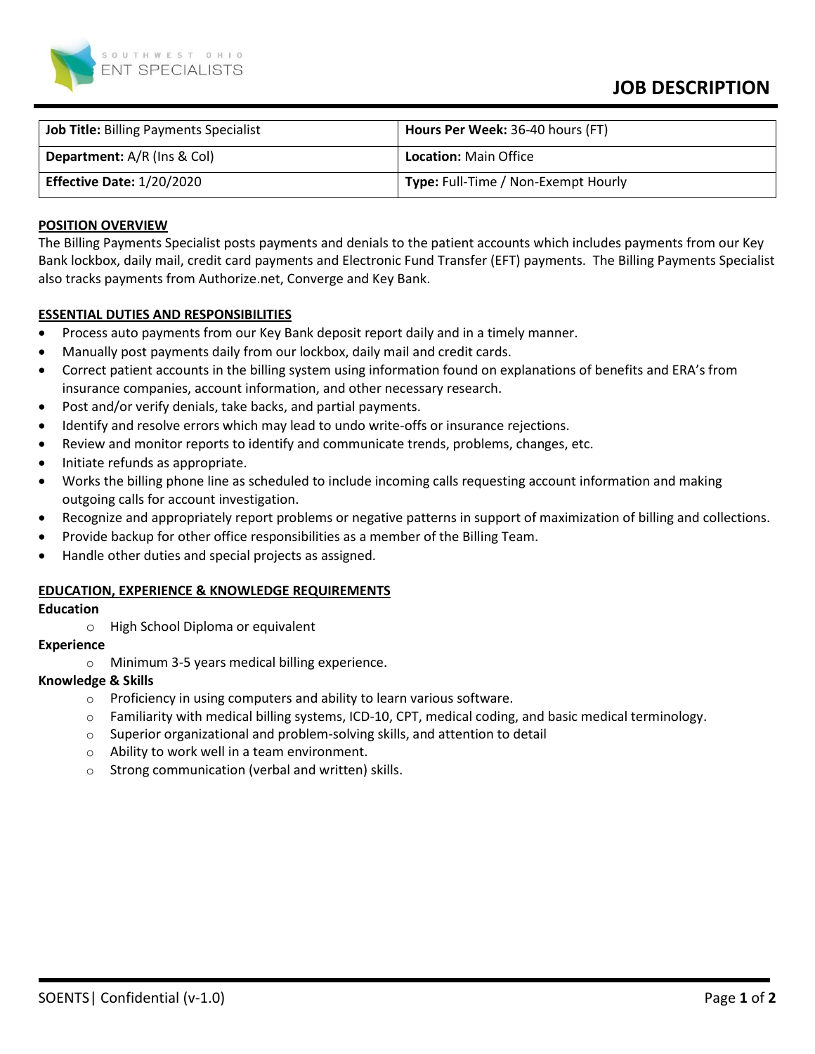SOUTHWEST OHIO ENT SPECIALISTS

# JOB DESCRIPTION

| **Job Title:** Billing Payments Specialist | **Hours Per Week:** 36-40 hours (FT) |
|---|---|
| **Department:** A/R (Ins & Col) | **Location:** Main Office |
| **Effective Date:** 1/20/2020 | **Type:** Full-Time / Non-Exempt Hourly |

## POSITION OVERVIEW

The Billing Payments Specialist posts payments and denials to the patient accounts which includes payments from our Key Bank lockbox, daily mail, credit card payments and Electronic Fund Transfer (EFT) payments. The Billing Payments Specialist also tracks payments from Authorize.net, Converge and Key Bank.

## ESSENTIAL DUTIES AND RESPONSIBILITIES

- Process auto payments from our Key Bank deposit report daily and in a timely manner.
- Manually post payments daily from our lockbox, daily mail and credit cards.
- Correct patient accounts in the billing system using information found on explanations of benefits and ERA's from insurance companies, account information, and other necessary research.
- Post and/or verify denials, take backs, and partial payments.
- Identify and resolve errors which may lead to undo write-offs or insurance rejections.
- Review and monitor reports to identify and communicate trends, problems, changes, etc.
- Initiate refunds as appropriate.
- Works the billing phone line as scheduled to include incoming calls requesting account information and making outgoing calls for account investigation.
- Recognize and appropriately report problems or negative patterns in support of maximization of billing and collections.
- Provide backup for other office responsibilities as a member of the Billing Team.
- Handle other duties and special projects as assigned.

## EDUCATION, EXPERIENCE & KNOWLEDGE REQUIREMENTS

**Education**

- High School Diploma or equivalent

**Experience**

- Minimum 3-5 years medical billing experience.

**Knowledge & Skills**

- Proficiency in using computers and ability to learn various software.
- Familiarity with medical billing systems, ICD-10, CPT, medical coding, and basic medical terminology.
- Superior organizational and problem-solving skills, and attention to detail
- Ability to work well in a team environment.
- Strong communication (verbal and written) skills.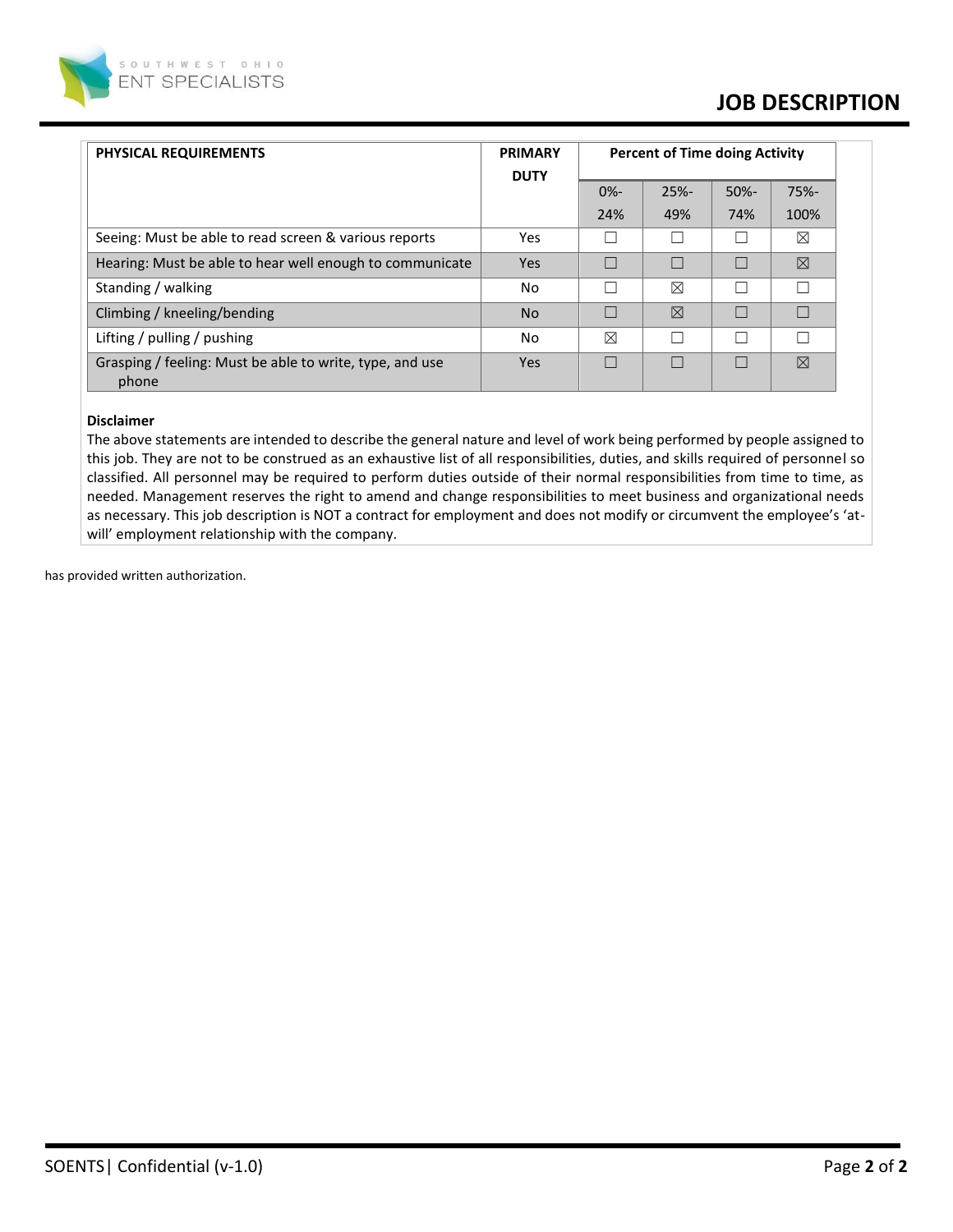# JOB DESCRIPTION

| PHYSICAL REQUIREMENTS | PRIMARY DUTY | Percent of Time doing Activity | | | |
|---|---|---|---|---|---|
| | | 0%-24% | 25%-49% | 50%-74% | 75%-100% |
| Seeing: Must be able to read screen & various reports | Yes | ☐ | ☐ | ☐ | ☒ |
| Hearing: Must be able to hear well enough to communicate | Yes | ☐ | ☐ | ☐ | ☒ |
| Standing / walking | No | ☐ | ☒ | ☐ | ☐ |
| Climbing / kneeling/bending | No | ☐ | ☒ | ☐ | ☐ |
| Lifting / pulling / pushing | No | ☒ | ☐ | ☐ | ☐ |
| Grasping / feeling: Must be able to write, type, and use phone | Yes | ☐ | ☐ | ☐ | ☒ |

**Disclaimer**

The above statements are intended to describe the general nature and level of work being performed by people assigned to this job. They are not to be construed as an exhaustive list of all responsibilities, duties, and skills required of personnel so classified. All personnel may be required to perform duties outside of their normal responsibilities from time to time, as needed. Management reserves the right to amend and change responsibilities to meet business and organizational needs as necessary. This job description is NOT a contract for employment and does not modify or circumvent the employee's 'at-will' employment relationship with the company.

has provided written authorization.